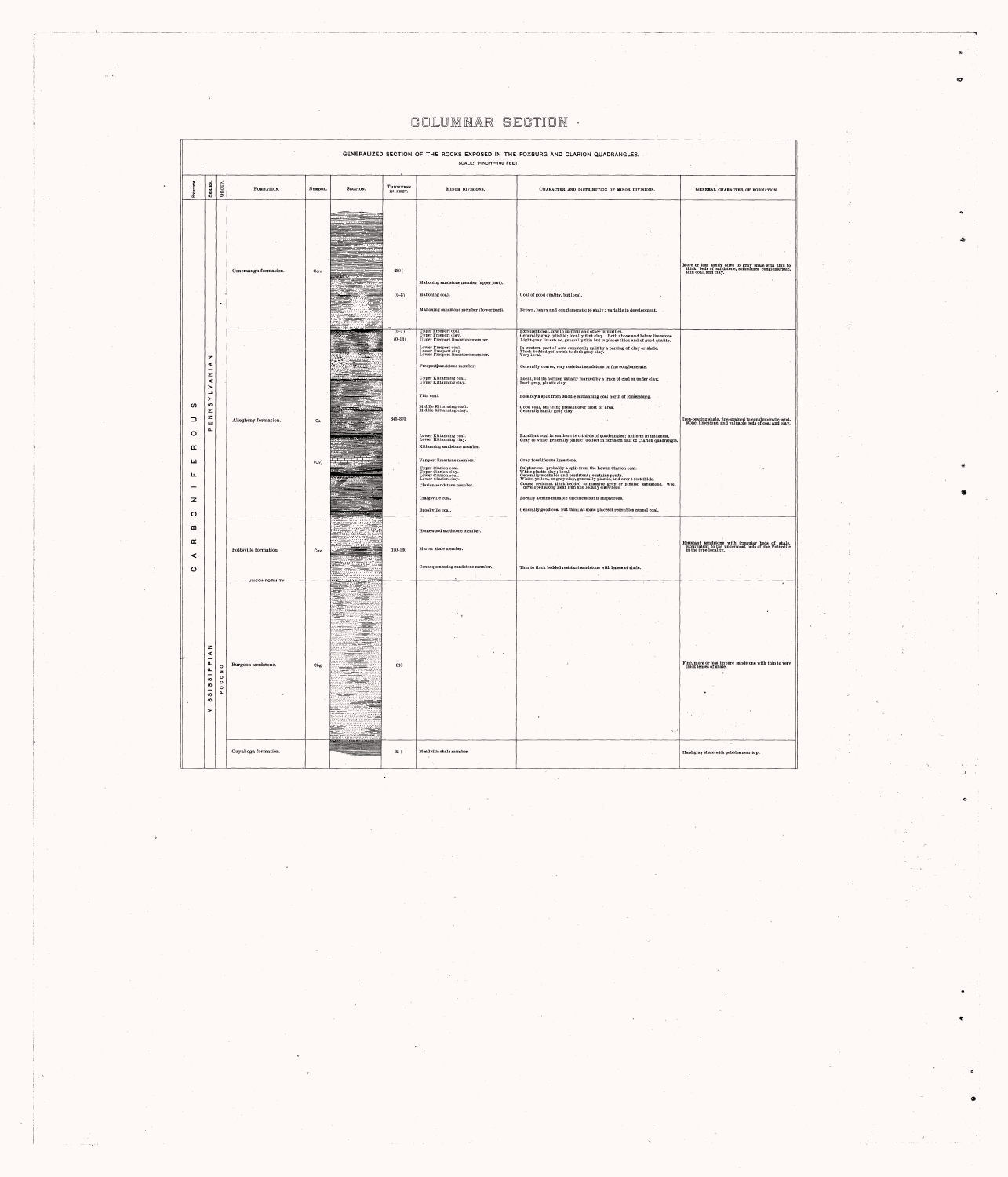# COLUMNAR SECTION

## GENERALIZED SECTION OF THE ROCKS EXPOSED IN THE FOXBURG AND CLARION QUADRANGLES.

SCALE: 1 INCH=100 FEET.

| System. | Series. | Group. | Formation. | Symbol. | Section. | Thickness in feet. | Minor divisions. | Character and distribution of minor divisions. | General character of formation. |
|---|---|---|---|---|---|---|---|---|---|
| CARBONIFEROUS | PENNSYLVANIAN | | Conemaugh formation. | Cm | | 220± | Mahoning sandstone member (upper part). | | More or less sandy olive to gray shale with thin to thick beds of sandstone, sometimes conglomeratic, thin coal, and clay. |
| | | | | | | (0-3) | Mahoning coal. | Coal of good quality, but local. | |
| | | | | | | | Mahoning sandstone member (lower part). | Brown, heavy and conglomeratic to shaly; variable in development. | |
| | | | Allegheny formation. | Ca | | 345-370 (0-7) (0-15) | Upper Freeport coal. Upper Freeport clay. Upper Freeport limestone member. | Excellent coal, low in sulphur and other impurities. Generally gray, plastic; locally flint clay. Both above and below limestone. Light-gray limestone, generally thin but in places thick and of good quality. | Iron-bearing shale, fine-grained to conglomeratic sandstone, limestone, and valuable beds of coal and clay. |
| | | | | | | | Lower Freeport coal. Lower Freeport clay. Lower Freeport limestone member. | In western part of area commonly split by a parting of clay or shale. Thick-bedded yellowish to dark-gray clay. Very local. | |
| | | | | | | | Freeport sandstone member. | Generally coarse, very resistant sandstone or fine conglomerate. | |
| | | | | | | | Upper Kittanning coal. Upper Kittanning clay. | Local, but its horizon usually marked by a trace of coal or under clay. Dark gray, plastic clay. | |
| | | | | | | | Thin coal. | Possibly a split from Middle Kittanning coal north of Emlenton. | |
| | | | | | | | Middle Kittanning coal. Middle Kittanning clay. | Good coal, but thin; present over most of area. Generally sandy gray clay. | |
| | | | | | | | Lower Kittanning coal. Lower Kittanning clay. | Excellent coal in southern two-thirds of quadrangles; uniform in thickness. Gray to white, generally plastic; 5-8 feet in northern half of Clarion quadrangle. | |
| | | | | | | | Kittanning sandstone member. | | |
| | | | | (Cv) | | | Vanport limestone member. | Gray fossiliferous limestone. | |
| | | | | | | | Upper Clarion coal. Upper Clarion clay. Lower Clarion coal. Lower Clarion clay. | Sulphurous; probably a split from the Lower Clarion coal. White plastic clay; local. Generally workable and persistent; contains pyrite. White, yellow, or gray clay, generally plastic, and over 5 feet thick. | |
| | | | | | | | Clarion sandstone member. | Coarse resistant thick-bedded to massive gray or pinkish sandstone. Well developed along Bear Run and locally elsewhere. | |
| | | | | | | | Craigsville coal. | Locally attains minable thickness but is sulphurous. | |
| | | | | | | | Brookville coal. | Generally good coal but thin; at some places it resembles cannel coal. | |
| | | | Pottsville formation. | Cpv | | 120-130 | Homewood sandstone member. | | Resistant sandstone with irregular beds of shale. Equivalent to the uppermost beds of the Pottsville in the type locality. |
| | | | | | | | Mercer shale member. | | |
| | | | | | | | Connoquenessing sandstone member. | Thin to thick bedded resistant sandstone with lenses of shale. | |
| | | | UNCONFORMITY | | | | | | |
| | MISSISSIPPIAN | POCONO | Burgoon sandstone. | Cbg | | 210 | | | Fine, more or less impure sandstone with thin to very thick lenses of shale. |
| | | | Cuyahoga formation. | | | 25+ | Meadville shale member. | | Hard gray shale with pebbles near top. |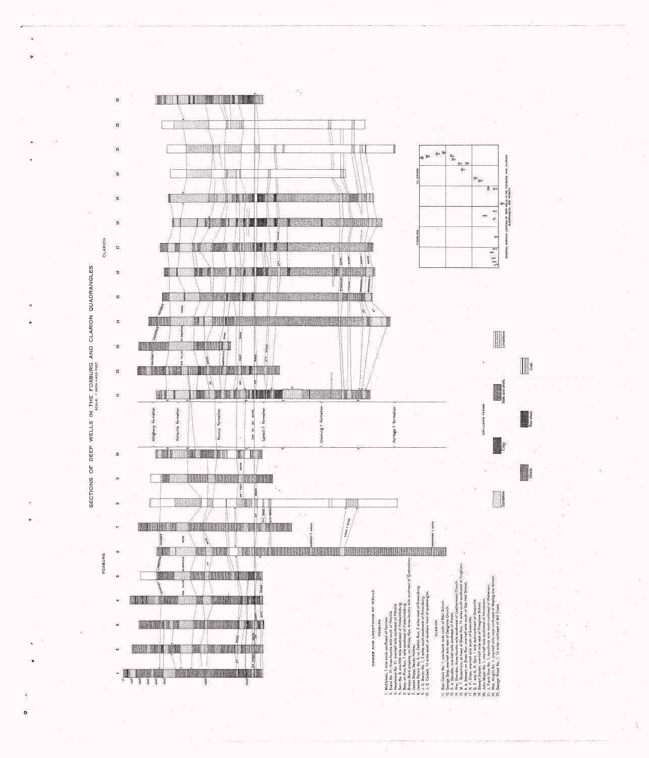# SECTIONS OF DEEP WELLS IN THE FOXBURG AND CLARION QUADRANGLES

SCALE: 1 INCH = 400 FEET

FOXBURG

CLARION

0
100
200
300
400
500
1000
1500

Allegheny formation
Pottsville formation
Pocono formation
TOP OF 30 SAND
Catskill? formation
Chemung? formation
Portage? formation

VANPORT
LIMESTONE
HOMEWOOD
BIG INJUN
OR MOUNTAIN
SAND
1ST
GANTZ
50-FOOT
30 FOOT
3D STRAY
3D
4TH
5TH
4TH SAND
5TH SAND
WARREN ? SAND
TIONA ? SAND
BRADFORD ? SAND
SPEECHLEY SAND
TIONA SAND
BRADFORD ? SAND
2D
3D
MURRYSVILLE
BOULDER
6TH

DRILLERS' TERMS

Sandstone
Shale
Clay
Red shale
Slate and shells
Coal
Limestone

## NAMES AND LOCATIONS OF WELLS

### FOXBURG

1. McClyman, 1 mile south-southeast of Fairview.
2. Evans No. 21, three-fourths mile south of Petrolia.
3. Hazelwood No. 21, one-half mile southeast of Petrolia.
4. Kerr No. 6, one-fifth mile southwest of Fredericksburg.
5. Boss, on Pine Run, 1 mile southeast of Fredericksburg.
6. Brady's Bend property, on Whisky Run, three-fourths mile southeast of Queenstown.
7. James Stepp, Sandy Hollow.
8. James Rankin No. 5, on Catfish Run, 2 miles west of Rimersburg.
9. J. S. Martin No. 1, 2 miles south-southwest of Rimersburg.
10. J. D. Corbett, 1½ miles south of southern limit of quadrangles.

### CLARION

11. Blair Calvin No. 1, one-fourth mile north of Blair School.
12. George Delp, one-half mile east of Oakgrove Church.
13. C. A. Spindler, one-half mile southeast of Pinoak.
14. Wm. Sheridan, three-fourths mile southwest of Leatherwood Church.
15. M. T. Bodenhorn, at head of Glade Run, 1¼ miles south-southwest of Frogtown.
16. A. A. Stewart, on Sloan Run, one-half mile south of Oak Hall School.
17. N. P. Sloan, one-half mile south of Greenville.
18. G. E. and G. R. Spurr, 1 mile east-northeast of Greenville.
19. Stewart Snyder, one-half mile east of Pinegrove School.
20. John Moyer No. 1, one-half mile southwest of Henderson.
21. J. Frank Rose No. 1, two-thirds mile north-northeast of Waterson.
22. Wm. Knight No. 1, one-half mile west-northwest of Maplegrove School.
23. George Wood No. 1, 1¼ miles northeast of Mill Creek.

DIAGRAM SHOWING LOCATION OF DEEP WELLS IN THE FOXBURG AND CLARION QUADRANGLES AND VICINITY

FOXBURG
CLARION